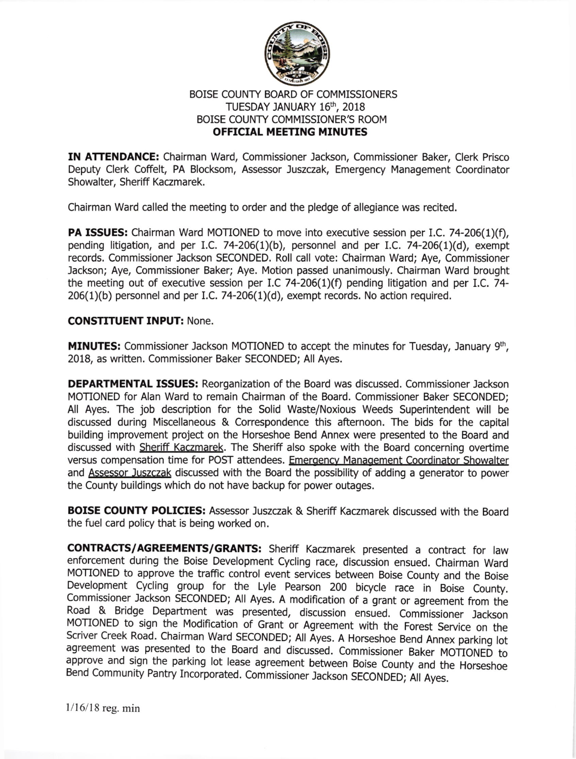# BOISE COUNTY BOARD OF COMMISSIONERS
## TUESDAY JANUARY 16th, 2018
## BOISE COUNTY COMMISSIONER'S ROOM
## OFFICIAL MEETING MINUTES

**IN ATTENDANCE:** Chairman Ward, Commissioner Jackson, Commissioner Baker, Clerk Prisco Deputy Clerk Coffelt, PA Blocksom, Assessor Juszczak, Emergency Management Coordinator Showalter, Sheriff Kaczmarek.

Chairman Ward called the meeting to order and the pledge of allegiance was recited.

**PA ISSUES:** Chairman Ward MOTIONED to move into executive session per I.C. 74-206(1)(f), pending litigation, and per I.C. 74-206(1)(b), personnel and per I.C. 74-206(1)(d), exempt records. Commissioner Jackson SECONDED. Roll call vote: Chairman Ward; Aye, Commissioner Jackson; Aye, Commissioner Baker; Aye. Motion passed unanimously. Chairman Ward brought the meeting out of executive session per I.C 74-206(1)(f) pending litigation and per I.C. 74-206(1)(b) personnel and per I.C. 74-206(1)(d), exempt records. No action required.

**CONSTITUENT INPUT:** None.

**MINUTES:** Commissioner Jackson MOTIONED to accept the minutes for Tuesday, January 9th, 2018, as written. Commissioner Baker SECONDED; All Ayes.

**DEPARTMENTAL ISSUES:** Reorganization of the Board was discussed. Commissioner Jackson MOTIONED for Alan Ward to remain Chairman of the Board. Commissioner Baker SECONDED; All Ayes. The job description for the Solid Waste/Noxious Weeds Superintendent will be discussed during Miscellaneous & Correspondence this afternoon. The bids for the capital building improvement project on the Horseshoe Bend Annex were presented to the Board and discussed with Sheriff Kaczmarek. The Sheriff also spoke with the Board concerning overtime versus compensation time for POST attendees. Emergency Management Coordinator Showalter and Assessor Juszczak discussed with the Board the possibility of adding a generator to power the County buildings which do not have backup for power outages.

**BOISE COUNTY POLICIES:** Assessor Juszczak & Sheriff Kaczmarek discussed with the Board the fuel card policy that is being worked on.

**CONTRACTS/AGREEMENTS/GRANTS:** Sheriff Kaczmarek presented a contract for law enforcement during the Boise Development Cycling race, discussion ensued. Chairman Ward MOTIONED to approve the traffic control event services between Boise County and the Boise Development Cycling group for the Lyle Pearson 200 bicycle race in Boise County. Commissioner Jackson SECONDED; All Ayes. A modification of a grant or agreement from the Road & Bridge Department was presented, discussion ensued. Commissioner Jackson MOTIONED to sign the Modification of Grant or Agreement with the Forest Service on the Scriver Creek Road. Chairman Ward SECONDED; All Ayes. A Horseshoe Bend Annex parking lot agreement was presented to the Board and discussed. Commissioner Baker MOTIONED to approve and sign the parking lot lease agreement between Boise County and the Horseshoe Bend Community Pantry Incorporated. Commissioner Jackson SECONDED; All Ayes.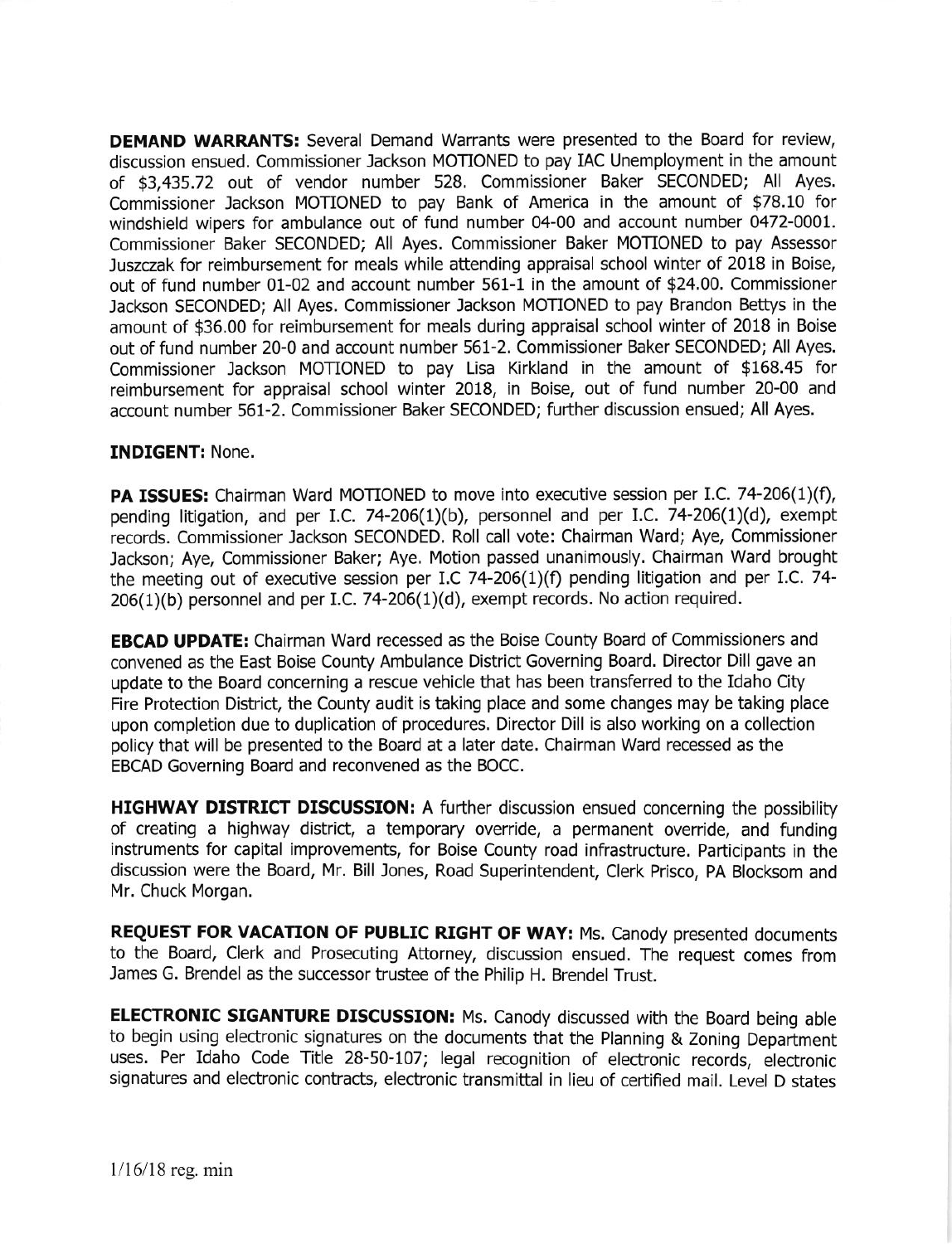**DEMAND WARRANTS:** Several Demand Warrants were presented to the Board for review, discussion ensued. Commissioner Jackson MOTIONED to pay IAC Unemployment in the amount of $3,435.72 out of vendor number 528. Commissioner Baker SECONDED; All Ayes. Commissioner Jackson MOTIONED to pay Bank of America in the amount of $78.10 for windshield wipers for ambulance out of fund number 04-00 and account number 0472-0001. Commissioner Baker SECONDED; All Ayes. Commissioner Baker MOTIONED to pay Assessor Juszczak for reimbursement for meals while attending appraisal school winter of 2018 in Boise, out of fund number 01-02 and account number 561-1 in the amount of $24.00. Commissioner Jackson SECONDED; All Ayes. Commissioner Jackson MOTIONED to pay Brandon Bettys in the amount of $36.00 for reimbursement for meals during appraisal school winter of 2018 in Boise out of fund number 20-0 and account number 561-2. Commissioner Baker SECONDED; All Ayes. Commissioner Jackson MOTIONED to pay Lisa Kirkland in the amount of $168.45 for reimbursement for appraisal school winter 2018, in Boise, out of fund number 20-00 and account number 561-2. Commissioner Baker SECONDED; further discussion ensued; All Ayes.

**INDIGENT:** None.

**PA ISSUES:** Chairman Ward MOTIONED to move into executive session per I.C. 74-206(1)(f), pending litigation, and per I.C. 74-206(1)(b), personnel and per I.C. 74-206(1)(d), exempt records. Commissioner Jackson SECONDED. Roll call vote: Chairman Ward; Aye, Commissioner Jackson; Aye, Commissioner Baker; Aye. Motion passed unanimously. Chairman Ward brought the meeting out of executive session per I.C 74-206(1)(f) pending litigation and per I.C. 74-206(1)(b) personnel and per I.C. 74-206(1)(d), exempt records. No action required.

**EBCAD UPDATE:** Chairman Ward recessed as the Boise County Board of Commissioners and convened as the East Boise County Ambulance District Governing Board. Director Dill gave an update to the Board concerning a rescue vehicle that has been transferred to the Idaho City Fire Protection District, the County audit is taking place and some changes may be taking place upon completion due to duplication of procedures. Director Dill is also working on a collection policy that will be presented to the Board at a later date. Chairman Ward recessed as the EBCAD Governing Board and reconvened as the BOCC.

**HIGHWAY DISTRICT DISCUSSION:** A further discussion ensued concerning the possibility of creating a highway district, a temporary override, a permanent override, and funding instruments for capital improvements, for Boise County road infrastructure. Participants in the discussion were the Board, Mr. Bill Jones, Road Superintendent, Clerk Prisco, PA Blocksom and Mr. Chuck Morgan.

**REQUEST FOR VACATION OF PUBLIC RIGHT OF WAY:** Ms. Canody presented documents to the Board, Clerk and Prosecuting Attorney, discussion ensued. The request comes from James G. Brendel as the successor trustee of the Philip H. Brendel Trust.

**ELECTRONIC SIGANTURE DISCUSSION:** Ms. Canody discussed with the Board being able to begin using electronic signatures on the documents that the Planning & Zoning Department uses. Per Idaho Code Title 28-50-107; legal recognition of electronic records, electronic signatures and electronic contracts, electronic transmittal in lieu of certified mail. Level D states

1/16/18 reg. min